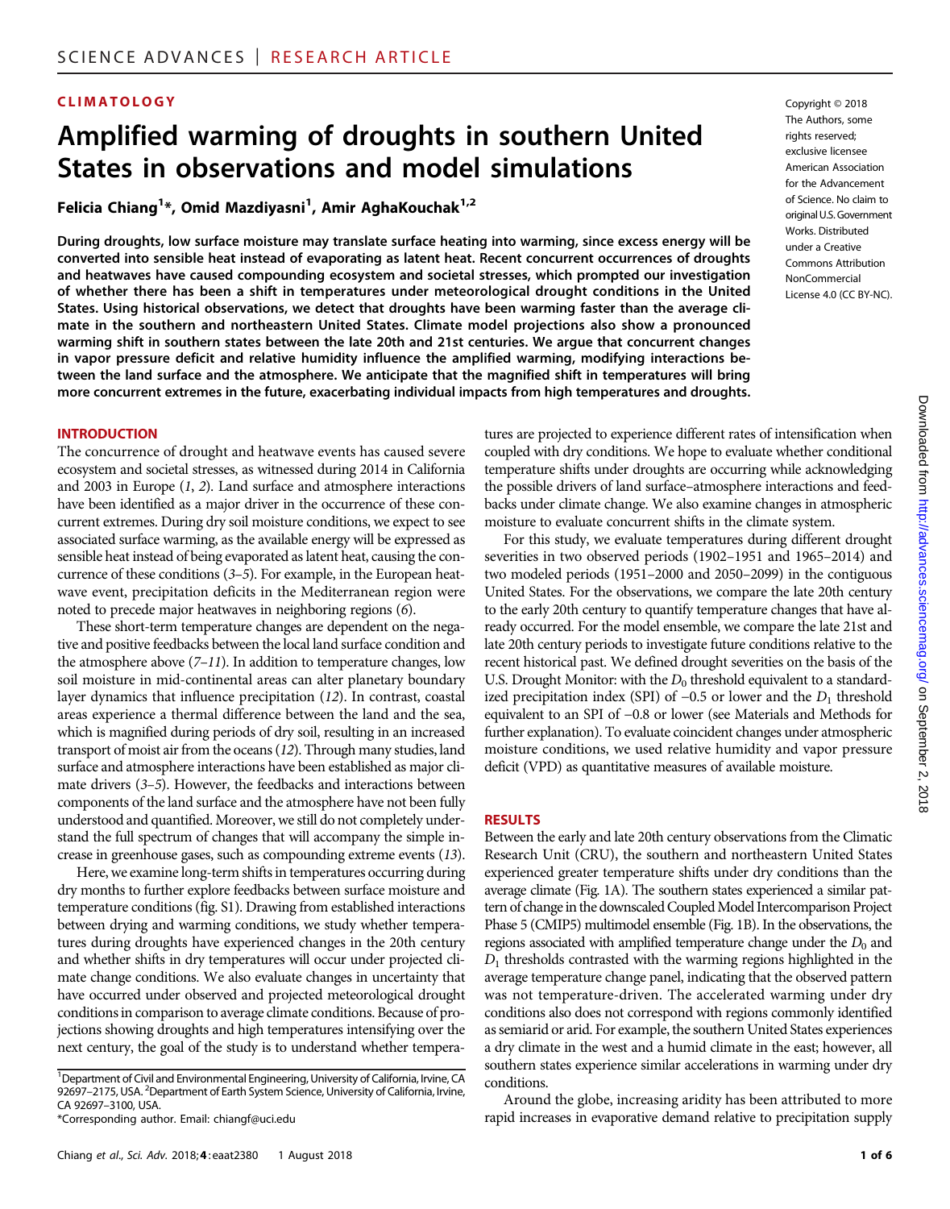CLIMATOLOGY

# Amplified warming of droughts in southern United States in observations and model simulations

**Felicia Chiang[1]*, Omid Mazdiyasni[1], Amir AghaKouchak[1,2]**

Copyright © 2018 The Authors, some rights reserved; exclusive licensee American Association for the Advancement of Science. No claim to original U.S. Government Works. Distributed under a Creative Commons Attribution NonCommercial License 4.0 (CC BY-NC).

**During droughts, low surface moisture may translate surface heating into warming, since excess energy will be converted into sensible heat instead of evaporating as latent heat. Recent concurrent occurrences of droughts and heatwaves have caused compounding ecosystem and societal stresses, which prompted our investigation of whether there has been a shift in temperatures under meteorological drought conditions in the United States. Using historical observations, we detect that droughts have been warming faster than the average climate in the southern and northeastern United States. Climate model projections also show a pronounced warming shift in southern states between the late 20th and 21st centuries. We argue that concurrent changes in vapor pressure deficit and relative humidity influence the amplified warming, modifying interactions between the land surface and the atmosphere. We anticipate that the magnified shift in temperatures will bring more concurrent extremes in the future, exacerbating individual impacts from high temperatures and droughts.**

## INTRODUCTION

The concurrence of drought and heatwave events has caused severe ecosystem and societal stresses, as witnessed during 2014 in California and 2003 in Europe (*1*, *2*). Land surface and atmosphere interactions have been identified as a major driver in the occurrence of these concurrent extremes. During dry soil moisture conditions, we expect to see associated surface warming, as the available energy will be expressed as sensible heat instead of being evaporated as latent heat, causing the concurrence of these conditions (*3*–*5*). For example, in the European heatwave event, precipitation deficits in the Mediterranean region were noted to precede major heatwaves in neighboring regions (*6*).

These short-term temperature changes are dependent on the negative and positive feedbacks between the local land surface condition and the atmosphere above (*7*–*11*). In addition to temperature changes, low soil moisture in mid-continental areas can alter planetary boundary layer dynamics that influence precipitation (*12*). In contrast, coastal areas experience a thermal difference between the land and the sea, which is magnified during periods of dry soil, resulting in an increased transport of moist air from the oceans (*12*). Through many studies, land surface and atmosphere interactions have been established as major climate drivers (*3*–*5*). However, the feedbacks and interactions between components of the land surface and the atmosphere have not been fully understood and quantified. Moreover, we still do not completely understand the full spectrum of changes that will accompany the simple increase in greenhouse gases, such as compounding extreme events (*13*).

Here, we examine long-term shifts in temperatures occurring during dry months to further explore feedbacks between surface moisture and temperature conditions (fig. S1). Drawing from established interactions between drying and warming conditions, we study whether temperatures during droughts have experienced changes in the 20th century and whether shifts in dry temperatures will occur under projected climate change conditions. We also evaluate changes in uncertainty that have occurred under observed and projected meteorological drought conditions in comparison to average climate conditions. Because of projections showing droughts and high temperatures intensifying over the next century, the goal of the study is to understand whether temperatures are projected to experience different rates of intensification when coupled with dry conditions. We hope to evaluate whether conditional temperature shifts under droughts are occurring while acknowledging the possible drivers of land surface–atmosphere interactions and feedbacks under climate change. We also examine changes in atmospheric moisture to evaluate concurrent shifts in the climate system.

For this study, we evaluate temperatures during different drought severities in two observed periods (1902–1951 and 1965–2014) and two modeled periods (1951–2000 and 2050–2099) in the contiguous United States. For the observations, we compare the late 20th century to the early 20th century to quantify temperature changes that have already occurred. For the model ensemble, we compare the late 21st and late 20th century periods to investigate future conditions relative to the recent historical past. We defined drought severities on the basis of the U.S. Drought Monitor: with the $D_0$ threshold equivalent to a standardized precipitation index (SPI) of −0.5 or lower and the $D_1$ threshold equivalent to an SPI of −0.8 or lower (see Materials and Methods for further explanation). To evaluate coincident changes under atmospheric moisture conditions, we used relative humidity and vapor pressure deficit (VPD) as quantitative measures of available moisture.

## RESULTS

Between the early and late 20th century observations from the Climatic Research Unit (CRU), the southern and northeastern United States experienced greater temperature shifts under dry conditions than the average climate (Fig. 1A). The southern states experienced a similar pattern of change in the downscaled Coupled Model Intercomparison Project Phase 5 (CMIP5) multimodel ensemble (Fig. 1B). In the observations, the regions associated with amplified temperature change under the $D_0$ and $D_1$ thresholds contrasted with the warming regions highlighted in the average temperature change panel, indicating that the observed pattern was not temperature-driven. The accelerated warming under dry conditions also does not correspond with regions commonly identified as semiarid or arid. For example, the southern United States experiences a dry climate in the west and a humid climate in the east; however, all southern states experience similar accelerations in warming under dry conditions.

Around the globe, increasing aridity has been attributed to more rapid increases in evaporative demand relative to precipitation supply

[1]Department of Civil and Environmental Engineering, University of California, Irvine, CA 92697–2175, USA. [2]Department of Earth System Science, University of California, Irvine, CA 92697–3100, USA.
*Corresponding author. Email: chiangf@uci.edu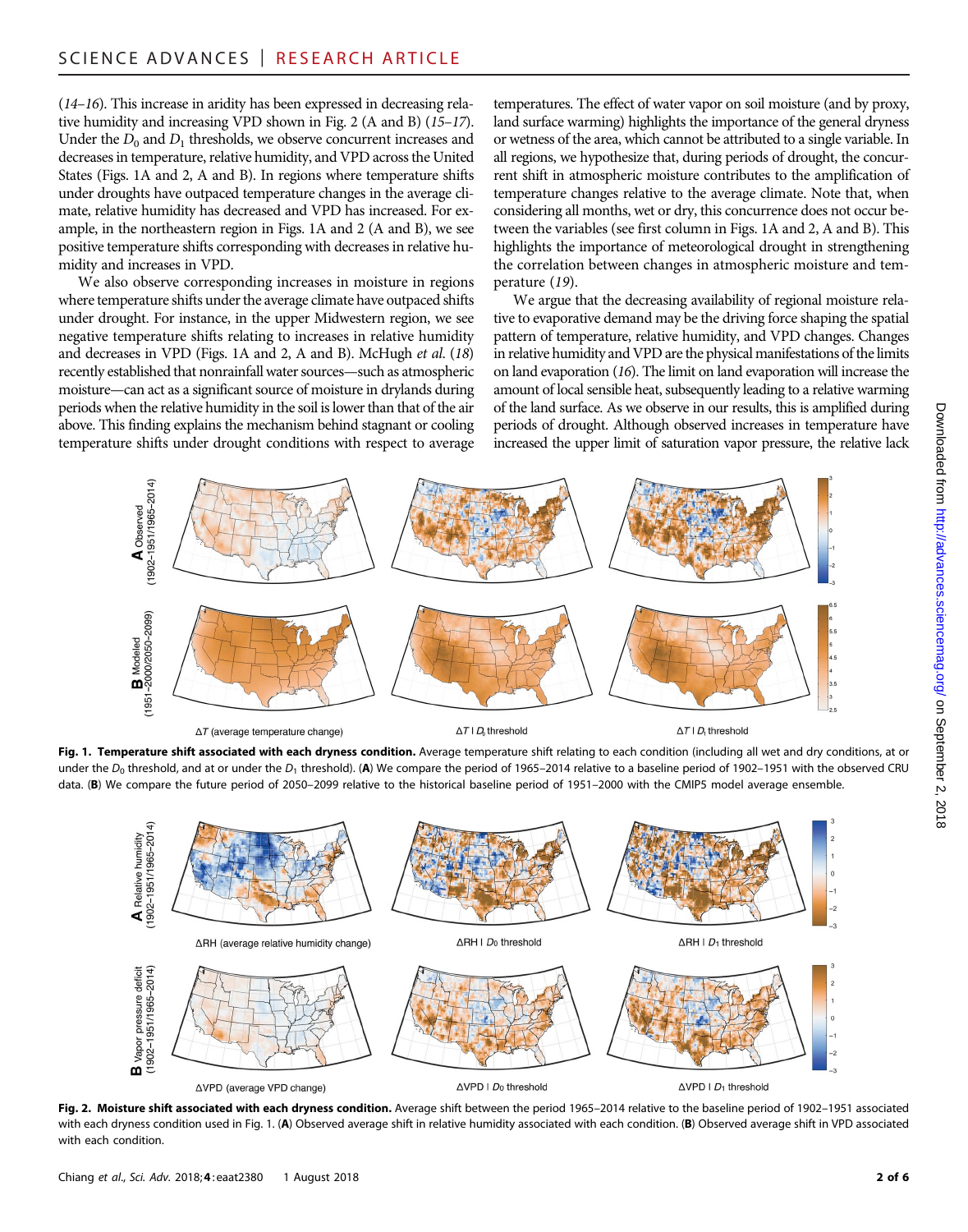(14–16). This increase in aridity has been expressed in decreasing relative humidity and increasing VPD shown in Fig. 2 (A and B) (15–17). Under the $D_0$ and $D_1$ thresholds, we observe concurrent increases and decreases in temperature, relative humidity, and VPD across the United States (Figs. 1A and 2, A and B). In regions where temperature shifts under droughts have outpaced temperature changes in the average climate, relative humidity has decreased and VPD has increased. For example, in the northeastern region in Figs. 1A and 2 (A and B), we see positive temperature shifts corresponding with decreases in relative humidity and increases in VPD.

We also observe corresponding increases in moisture in regions where temperature shifts under the average climate have outpaced shifts under drought. For instance, in the upper Midwestern region, we see negative temperature shifts relating to increases in relative humidity and decreases in VPD (Figs. 1A and 2, A and B). McHugh *et al.* (18) recently established that nonrainfall water sources—such as atmospheric moisture—can act as a significant source of moisture in drylands during periods when the relative humidity in the soil is lower than that of the air above. This finding explains the mechanism behind stagnant or cooling temperature shifts under drought conditions with respect to average temperatures. The effect of water vapor on soil moisture (and by proxy, land surface warming) highlights the importance of the general dryness or wetness of the area, which cannot be attributed to a single variable. In all regions, we hypothesize that, during periods of drought, the concurrent shift in atmospheric moisture contributes to the amplification of temperature changes relative to the average climate. Note that, when considering all months, wet or dry, this concurrence does not occur between the variables (see first column in Figs. 1A and 2, A and B). This highlights the importance of meteorological drought in strengthening the correlation between changes in atmospheric moisture and temperature (19).

We argue that the decreasing availability of regional moisture relative to evaporative demand may be the driving force shaping the spatial pattern of temperature, relative humidity, and VPD changes. Changes in relative humidity and VPD are the physical manifestations of the limits on land evaporation (16). The limit on land evaporation will increase the amount of local sensible heat, subsequently leading to a relative warming of the land surface. As we observe in our results, this is amplified during periods of drought. Although observed increases in temperature have increased the upper limit of saturation vapor pressure, the relative lack

**Fig. 1. Temperature shift associated with each dryness condition.** Average temperature shift relating to each condition (including all wet and dry conditions, at or under the $D_0$ threshold, and at or under the $D_1$ threshold). (**A**) We compare the period of 1965–2014 relative to a baseline period of 1902–1951 with the observed CRU data. (**B**) We compare the future period of 2050–2099 relative to the historical baseline period of 1951–2000 with the CMIP5 model average ensemble.

**Fig. 2. Moisture shift associated with each dryness condition.** Average shift between the period 1965–2014 relative to the baseline period of 1902–1951 associated with each dryness condition used in Fig. 1. (**A**) Observed average shift in relative humidity associated with each condition. (**B**) Observed average shift in VPD associated with each condition.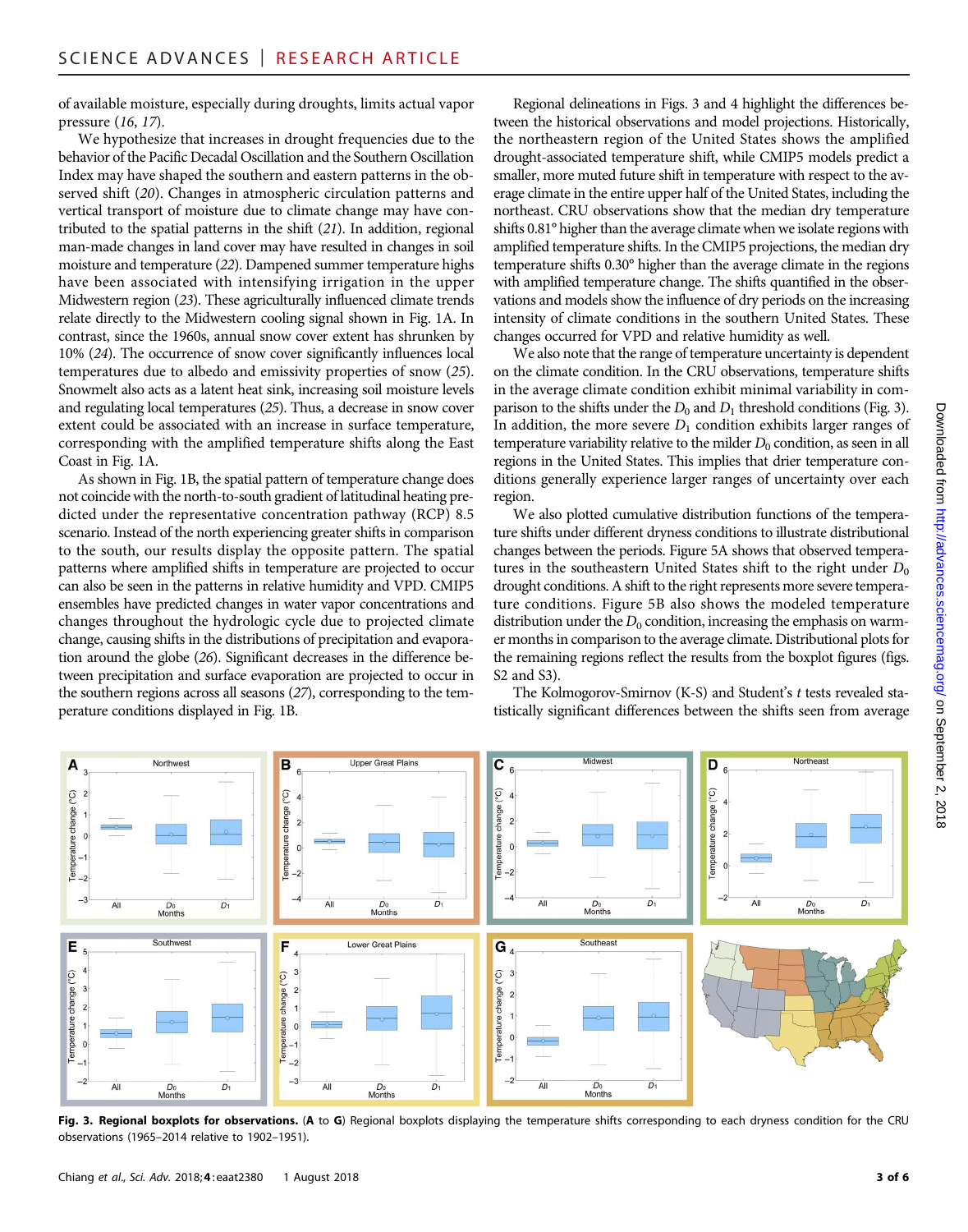of available moisture, especially during droughts, limits actual vapor pressure (16, 17).

We hypothesize that increases in drought frequencies due to the behavior of the Pacific Decadal Oscillation and the Southern Oscillation Index may have shaped the southern and eastern patterns in the observed shift (20). Changes in atmospheric circulation patterns and vertical transport of moisture due to climate change may have contributed to the spatial patterns in the shift (21). In addition, regional man-made changes in land cover may have resulted in changes in soil moisture and temperature (22). Dampened summer temperature highs have been associated with intensifying irrigation in the upper Midwestern region (23). These agriculturally influenced climate trends relate directly to the Midwestern cooling signal shown in Fig. 1A. In contrast, since the 1960s, annual snow cover extent has shrunken by 10% (24). The occurrence of snow cover significantly influences local temperatures due to albedo and emissivity properties of snow (25). Snowmelt also acts as a latent heat sink, increasing soil moisture levels and regulating local temperatures (25). Thus, a decrease in snow cover extent could be associated with an increase in surface temperature, corresponding with the amplified temperature shifts along the East Coast in Fig. 1A.

As shown in Fig. 1B, the spatial pattern of temperature change does not coincide with the north-to-south gradient of latitudinal heating predicted under the representative concentration pathway (RCP) 8.5 scenario. Instead of the north experiencing greater shifts in comparison to the south, our results display the opposite pattern. The spatial patterns where amplified shifts in temperature are projected to occur can also be seen in the patterns in relative humidity and VPD. CMIP5 ensembles have predicted changes in water vapor concentrations and changes throughout the hydrologic cycle due to projected climate change, causing shifts in the distributions of precipitation and evaporation around the globe (26). Significant decreases in the difference between precipitation and surface evaporation are projected to occur in the southern regions across all seasons (27), corresponding to the temperature conditions displayed in Fig. 1B.

Regional delineations in Figs. 3 and 4 highlight the differences between the historical observations and model projections. Historically, the northeastern region of the United States shows the amplified drought-associated temperature shift, while CMIP5 models predict a smaller, more muted future shift in temperature with respect to the average climate in the entire upper half of the United States, including the northeast. CRU observations show that the median dry temperature shifts 0.81° higher than the average climate when we isolate regions with amplified temperature shifts. In the CMIP5 projections, the median dry temperature shifts 0.30° higher than the average climate in the regions with amplified temperature change. The shifts quantified in the observations and models show the influence of dry periods on the increasing intensity of climate conditions in the southern United States. These changes occurred for VPD and relative humidity as well.

We also note that the range of temperature uncertainty is dependent on the climate condition. In the CRU observations, temperature shifts in the average climate condition exhibit minimal variability in comparison to the shifts under the $D_0$ and $D_1$ threshold conditions (Fig. 3). In addition, the more severe $D_1$ condition exhibits larger ranges of temperature variability relative to the milder $D_0$ condition, as seen in all regions in the United States. This implies that drier temperature conditions generally experience larger ranges of uncertainty over each region.

We also plotted cumulative distribution functions of the temperature shifts under different dryness conditions to illustrate distributional changes between the periods. Figure 5A shows that observed temperatures in the southeastern United States shift to the right under $D_0$ drought conditions. A shift to the right represents more severe temperature conditions. Figure 5B also shows the modeled temperature distribution under the $D_0$ condition, increasing the emphasis on warmer months in comparison to the average climate. Distributional plots for the remaining regions reflect the results from the boxplot figures (figs. S2 and S3).

The Kolmogorov-Smirnov (K-S) and Student's $t$ tests revealed statistically significant differences between the shifts seen from average

**Fig. 3. Regional boxplots for observations.** (**A** to **G**) Regional boxplots displaying the temperature shifts corresponding to each dryness condition for the CRU observations (1965–2014 relative to 1902–1951).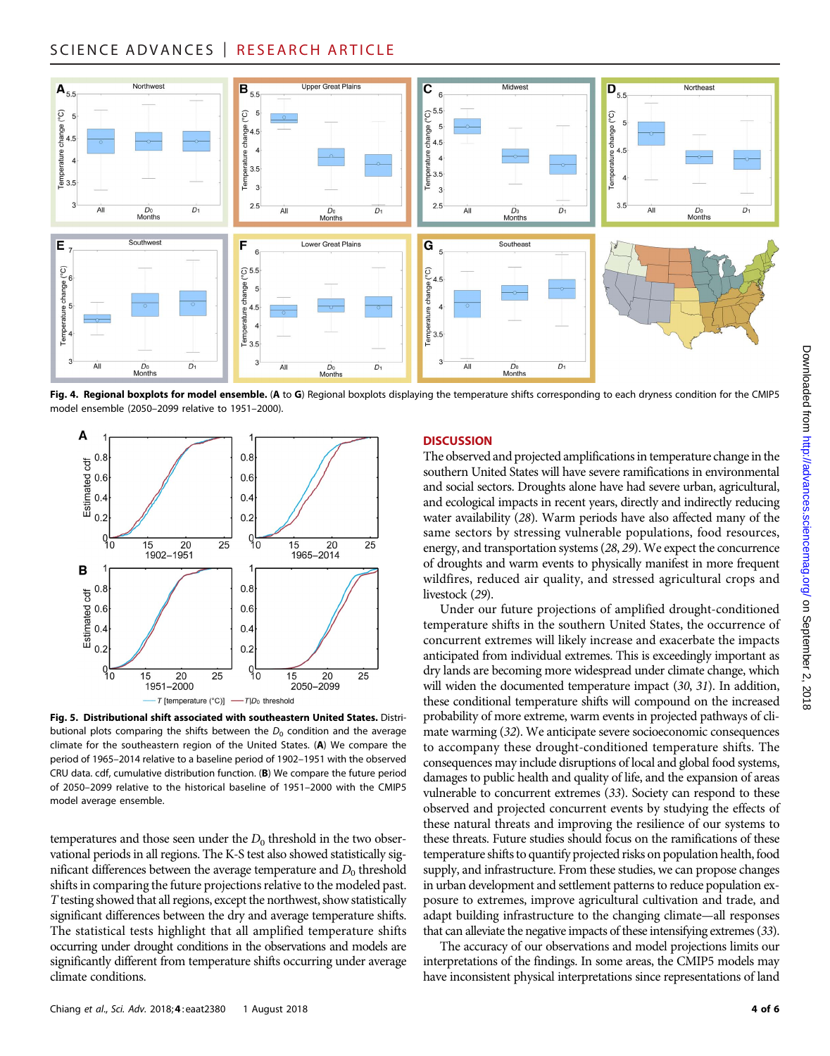**Fig. 4. Regional boxplots for model ensemble.** (**A** to **G**) Regional boxplots displaying the temperature shifts corresponding to each dryness condition for the CMIP5 model ensemble (2050–2099 relative to 1951–2000).

**Fig. 5. Distributional shift associated with southeastern United States.** Distributional plots comparing the shifts between the $D_0$ condition and the average climate for the southeastern region of the United States. (**A**) We compare the period of 1965–2014 relative to a baseline period of 1902–1951 with the observed CRU data. cdf, cumulative distribution function. (**B**) We compare the future period of 2050–2099 relative to the historical baseline of 1951–2000 with the CMIP5 model average ensemble.

temperatures and those seen under the $D_0$ threshold in the two observational periods in all regions. The K-S test also showed statistically significant differences between the average temperature and $D_0$ threshold shifts in comparing the future projections relative to the modeled past. $T$ testing showed that all regions, except the northwest, show statistically significant differences between the dry and average temperature shifts. The statistical tests highlight that all amplified temperature shifts occurring under drought conditions in the observations and models are significantly different from temperature shifts occurring under average climate conditions.

## DISCUSSION

The observed and projected amplifications in temperature change in the southern United States will have severe ramifications in environmental and social sectors. Droughts alone have had severe urban, agricultural, and ecological impacts in recent years, directly and indirectly reducing water availability (*28*). Warm periods have also affected many of the same sectors by stressing vulnerable populations, food resources, energy, and transportation systems (*28*, *29*). We expect the concurrence of droughts and warm events to physically manifest in more frequent wildfires, reduced air quality, and stressed agricultural crops and livestock (*29*).

Under our future projections of amplified drought-conditioned temperature shifts in the southern United States, the occurrence of concurrent extremes will likely increase and exacerbate the impacts anticipated from individual extremes. This is exceedingly important as dry lands are becoming more widespread under climate change, which will widen the documented temperature impact (*30*, *31*). In addition, these conditional temperature shifts will compound on the increased probability of more extreme, warm events in projected pathways of climate warming (*32*). We anticipate severe socioeconomic consequences to accompany these drought-conditioned temperature shifts. The consequences may include disruptions of local and global food systems, damages to public health and quality of life, and the expansion of areas vulnerable to concurrent extremes (*33*). Society can respond to these observed and projected concurrent events by studying the effects of these natural threats and improving the resilience of our systems to these threats. Future studies should focus on the ramifications of these temperature shifts to quantify projected risks on population health, food supply, and infrastructure. From these studies, we can propose changes in urban development and settlement patterns to reduce population exposure to extremes, improve agricultural cultivation and trade, and adapt building infrastructure to the changing climate—all responses that can alleviate the negative impacts of these intensifying extremes (*33*).

The accuracy of our observations and model projections limits our interpretations of the findings. In some areas, the CMIP5 models may have inconsistent physical interpretations since representations of land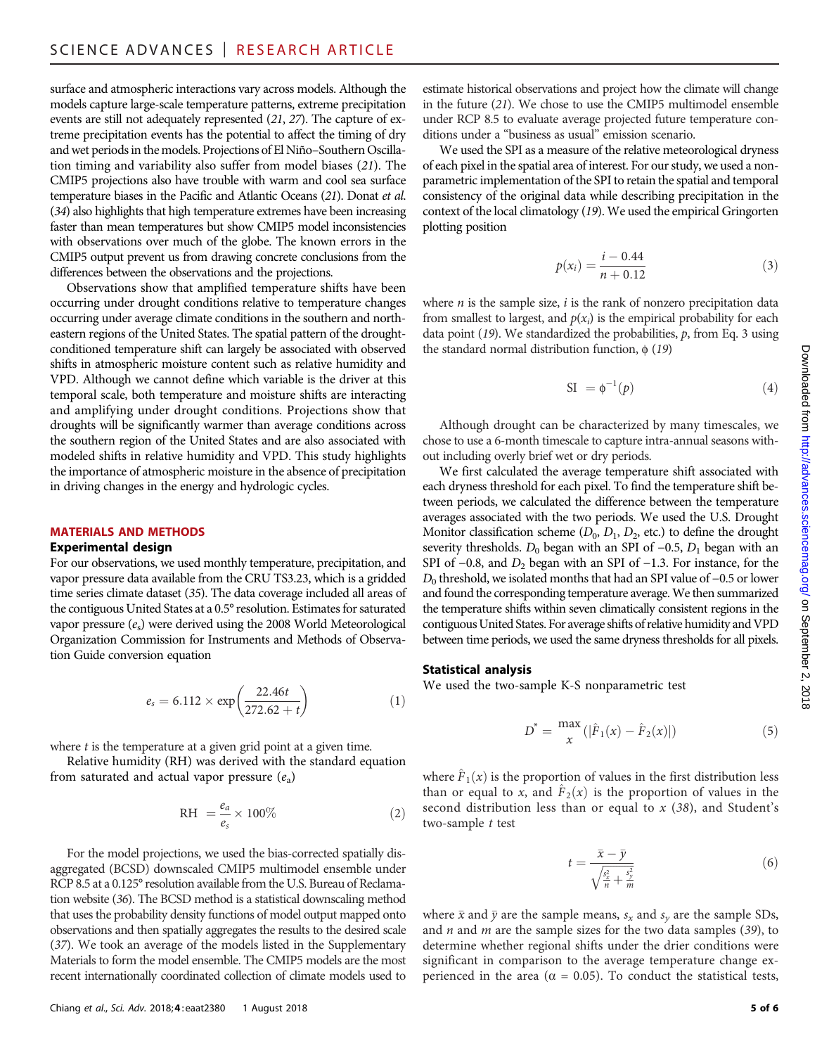surface and atmospheric interactions vary across models. Although the models capture large-scale temperature patterns, extreme precipitation events are still not adequately represented (21, 27). The capture of extreme precipitation events has the potential to affect the timing of dry and wet periods in the models. Projections of El Niño–Southern Oscillation timing and variability also suffer from model biases (21). The CMIP5 projections also have trouble with warm and cool sea surface temperature biases in the Pacific and Atlantic Oceans (21). Donat *et al.* (34) also highlights that high temperature extremes have been increasing faster than mean temperatures but show CMIP5 model inconsistencies with observations over much of the globe. The known errors in the CMIP5 output prevent us from drawing concrete conclusions from the differences between the observations and the projections.

Observations show that amplified temperature shifts have been occurring under drought conditions relative to temperature changes occurring under average climate conditions in the southern and northeastern regions of the United States. The spatial pattern of the drought-conditioned temperature shift can largely be associated with observed shifts in atmospheric moisture content such as relative humidity and VPD. Although we cannot define which variable is the driver at this temporal scale, both temperature and moisture shifts are interacting and amplifying under drought conditions. Projections show that droughts will be significantly warmer than average conditions across the southern region of the United States and are also associated with modeled shifts in relative humidity and VPD. This study highlights the importance of atmospheric moisture in the absence of precipitation in driving changes in the energy and hydrologic cycles.

## MATERIALS AND METHODS

### Experimental design

For our observations, we used monthly temperature, precipitation, and vapor pressure data available from the CRU TS3.23, which is a gridded time series climate dataset (35). The data coverage included all areas of the contiguous United States at a 0.5° resolution. Estimates for saturated vapor pressure ($e_s$) were derived using the 2008 World Meteorological Organization Commission for Instruments and Methods of Observation Guide conversion equation

$$e_s = 6.112 \times \exp\left(\frac{22.46t}{272.62 + t}\right) \tag{1}$$

where $t$ is the temperature at a given grid point at a given time.

Relative humidity (RH) was derived with the standard equation from saturated and actual vapor pressure ($e_a$)

$$\text{RH} = \frac{e_a}{e_s} \times 100\% \tag{2}$$

For the model projections, we used the bias-corrected spatially disaggregated (BCSD) downscaled CMIP5 multimodel ensemble under RCP 8.5 at a 0.125° resolution available from the U.S. Bureau of Reclamation website (36). The BCSD method is a statistical downscaling method that uses the probability density functions of model output mapped onto observations and then spatially aggregates the results to the desired scale (37). We took an average of the models listed in the Supplementary Materials to form the model ensemble. The CMIP5 models are the most recent internationally coordinated collection of climate models used to estimate historical observations and project how the climate will change in the future (21). We chose to use the CMIP5 multimodel ensemble under RCP 8.5 to evaluate average projected future temperature conditions under a "business as usual" emission scenario.

We used the SPI as a measure of the relative meteorological dryness of each pixel in the spatial area of interest. For our study, we used a nonparametric implementation of the SPI to retain the spatial and temporal consistency of the original data while describing precipitation in the context of the local climatology (19). We used the empirical Gringorten plotting position

$$p(x_i) = \frac{i - 0.44}{n + 0.12} \tag{3}$$

where $n$ is the sample size, $i$ is the rank of nonzero precipitation data from smallest to largest, and $p(x_i)$ is the empirical probability for each data point (19). We standardized the probabilities, $p$, from Eq. 3 using the standard normal distribution function, $\phi$ (19)

$$\text{SI} = \phi^{-1}(p) \tag{4}$$

Although drought can be characterized by many timescales, we chose to use a 6-month timescale to capture intra-annual seasons without including overly brief wet or dry periods.

We first calculated the average temperature shift associated with each dryness threshold for each pixel. To find the temperature shift between periods, we calculated the difference between the temperature averages associated with the two periods. We used the U.S. Drought Monitor classification scheme ($D_0$, $D_1$, $D_2$, etc.) to define the drought severity thresholds. $D_0$ began with an SPI of −0.5, $D_1$ began with an SPI of −0.8, and $D_2$ began with an SPI of −1.3. For instance, for the $D_0$ threshold, we isolated months that had an SPI value of −0.5 or lower and found the corresponding temperature average. We then summarized the temperature shifts within seven climatically consistent regions in the contiguous United States. For average shifts of relative humidity and VPD between time periods, we used the same dryness thresholds for all pixels.

### Statistical analysis

We used the two-sample K-S nonparametric test

$$D^* = \max_x \left(|\hat{F}_1(x) - \hat{F}_2(x)|\right) \tag{5}$$

where $\hat{F}_1(x)$ is the proportion of values in the first distribution less than or equal to $x$, and $\hat{F}_2(x)$ is the proportion of values in the second distribution less than or equal to $x$ (38), and Student's two-sample $t$ test

$$t = \frac{\bar{x} - \bar{y}}{\sqrt{\frac{s_x^2}{n} + \frac{s_y^2}{m}}} \tag{6}$$

where $\bar{x}$ and $\bar{y}$ are the sample means, $s_x$ and $s_y$ are the sample SDs, and $n$ and $m$ are the sample sizes for the two data samples (39), to determine whether regional shifts under the drier conditions were significant in comparison to the average temperature change experienced in the area ($\alpha = 0.05$). To conduct the statistical tests,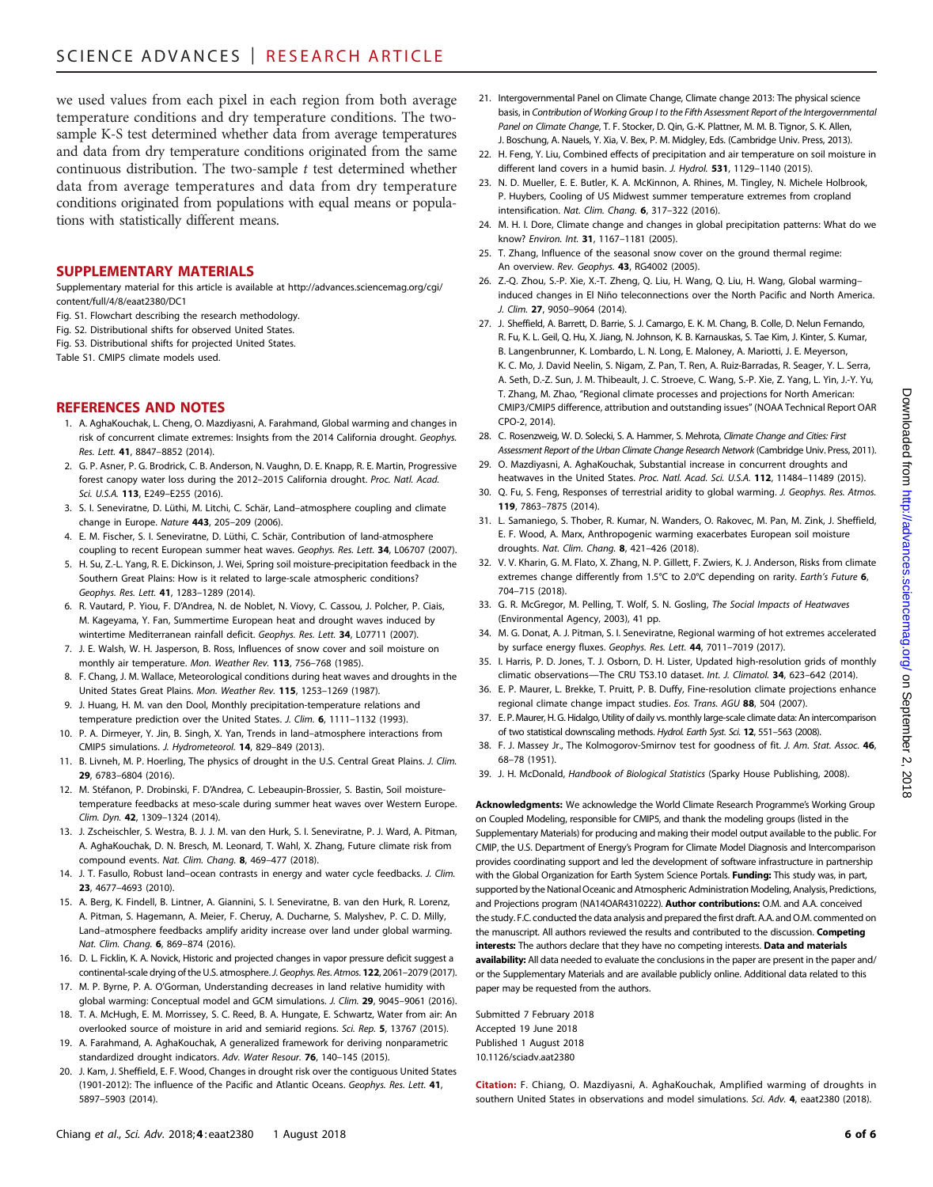we used values from each pixel in each region from both average temperature conditions and dry temperature conditions. The two-sample K-S test determined whether data from average temperatures and data from dry temperature conditions originated from the same continuous distribution. The two-sample *t* test determined whether data from average temperatures and data from dry temperature conditions originated from populations with equal means or populations with statistically different means.

## SUPPLEMENTARY MATERIALS

Supplementary material for this article is available at http://advances.sciencemag.org/cgi/content/full/4/8/eaat2380/DC1

Fig. S1. Flowchart describing the research methodology.

Fig. S2. Distributional shifts for observed United States.

Fig. S3. Distributional shifts for projected United States.

Table S1. CMIP5 climate models used.

## REFERENCES AND NOTES

1. A. AghaKouchak, L. Cheng, O. Mazdiyasni, A. Farahmand, Global warming and changes in risk of concurrent climate extremes: Insights from the 2014 California drought. *Geophys. Res. Lett.* **41**, 8847–8852 (2014).
2. G. P. Asner, P. G. Brodrick, C. B. Anderson, N. Vaughn, D. E. Knapp, R. E. Martin, Progressive forest canopy water loss during the 2012–2015 California drought. *Proc. Natl. Acad. Sci. U.S.A.* **113**, E249–E255 (2016).
3. S. I. Seneviratne, D. Lüthi, M. Litchi, C. Schär, Land–atmosphere coupling and climate change in Europe. *Nature* **443**, 205–209 (2006).
4. E. M. Fischer, S. I. Seneviratne, D. Lüthi, C. Schär, Contribution of land-atmosphere coupling to recent European summer heat waves. *Geophys. Res. Lett.* **34**, L06707 (2007).
5. H. Su, Z.-L. Yang, R. E. Dickinson, J. Wei, Spring soil moisture-precipitation feedback in the Southern Great Plains: How is it related to large-scale atmospheric conditions? *Geophys. Res. Lett.* **41**, 1283–1289 (2014).
6. R. Vautard, P. Yiou, F. D'Andrea, N. de Noblet, N. Viovy, C. Cassou, J. Polcher, P. Ciais, M. Kageyama, Y. Fan, Summertime European heat and drought waves induced by wintertime Mediterranean rainfall deficit. *Geophys. Res. Lett.* **34**, L07711 (2007).
7. J. E. Walsh, W. H. Jasperson, B. Ross, Influences of snow cover and soil moisture on monthly air temperature. *Mon. Weather Rev.* **113**, 756–768 (1985).
8. F. Chang, J. M. Wallace, Meteorological conditions during heat waves and droughts in the United States Great Plains. *Mon. Weather Rev.* **115**, 1253–1269 (1987).
9. J. Huang, H. M. van den Dool, Monthly precipitation-temperature relations and temperature prediction over the United States. *J. Clim.* **6**, 1111–1132 (1993).
10. P. A. Dirmeyer, Y. Jin, B. Singh, X. Yan, Trends in land–atmosphere interactions from CMIP5 simulations. *J. Hydrometeorol.* **14**, 829–849 (2013).
11. B. Livneh, M. P. Hoerling, The physics of drought in the U.S. Central Great Plains. *J. Clim.* **29**, 6783–6804 (2016).
12. M. Stéfanon, P. Drobinski, F. D'Andrea, C. Lebeaupin-Brossier, S. Bastin, Soil moisture-temperature feedbacks at meso-scale during summer heat waves over Western Europe. *Clim. Dyn.* **42**, 1309–1324 (2014).
13. J. Zscheischler, S. Westra, B. J. J. M. van den Hurk, S. I. Seneviratne, P. J. Ward, A. Pitman, A. AghaKouchak, D. N. Bresch, M. Leonard, T. Wahl, X. Zhang, Future climate risk from compound events. *Nat. Clim. Chang.* **8**, 469–477 (2018).
14. J. T. Fasullo, Robust land–ocean contrasts in energy and water cycle feedbacks. *J. Clim.* **23**, 4677–4693 (2010).
15. A. Berg, K. Findell, B. Lintner, A. Giannini, S. I. Seneviratne, B. van den Hurk, R. Lorenz, A. Pitman, S. Hagemann, A. Meier, F. Cheruy, A. Ducharne, S. Malyshev, P. C. D. Milly, Land–atmosphere feedbacks amplify aridity increase over land under global warming. *Nat. Clim. Chang.* **6**, 869–874 (2016).
16. D. L. Ficklin, K. A. Novick, Historic and projected changes in vapor pressure deficit suggest a continental-scale drying of the U.S. atmosphere. *J. Geophys. Res. Atmos.* **122**, 2061–2079 (2017).
17. M. P. Byrne, P. A. O'Gorman, Understanding decreases in land relative humidity with global warming: Conceptual model and GCM simulations. *J. Clim.* **29**, 9045–9061 (2016).
18. T. A. McHugh, E. M. Morrissey, S. C. Reed, B. A. Hungate, E. Schwartz, Water from air: An overlooked source of moisture in arid and semiarid regions. *Sci. Rep.* **5**, 13767 (2015).
19. A. Farahmand, A. AghaKouchak, A generalized framework for deriving nonparametric standardized drought indicators. *Adv. Water Resour.* **76**, 140–145 (2015).
20. J. Kam, J. Sheffield, E. F. Wood, Changes in drought risk over the contiguous United States (1901-2012): The influence of the Pacific and Atlantic Oceans. *Geophys. Res. Lett.* **41**, 5897–5903 (2014).
21. Intergovernmental Panel on Climate Change, Climate change 2013: The physical science basis, in *Contribution of Working Group I to the Fifth Assessment Report of the Intergovernmental Panel on Climate Change*, T. F. Stocker, D. Qin, G.-K. Plattner, M. M. B. Tignor, S. K. Allen, J. Boschung, A. Nauels, Y. Xia, V. Bex, P. M. Midgley, Eds. (Cambridge Univ. Press, 2013).
22. H. Feng, Y. Liu, Combined effects of precipitation and air temperature on soil moisture in different land covers in a humid basin. *J. Hydrol.* **531**, 1129–1140 (2015).
23. N. D. Mueller, E. E. Butler, K. A. McKinnon, A. Rhines, M. Tingley, N. Michele Holbrook, P. Huybers, Cooling of US Midwest summer temperature extremes from cropland intensification. *Nat. Clim. Chang.* **6**, 317–322 (2016).
24. M. H. I. Dore, Climate change and changes in global precipitation patterns: What do we know? *Environ. Int.* **31**, 1167–1181 (2005).
25. T. Zhang, Influence of the seasonal snow cover on the ground thermal regime: An overview. *Rev. Geophys.* **43**, RG4002 (2005).
26. Z.-Q. Zhou, S.-P. Xie, X.-T. Zheng, Q. Liu, H. Wang, Q. Liu, H. Wang, Global warming–induced changes in El Niño teleconnections over the North Pacific and North America. *J. Clim.* **27**, 9050–9064 (2014).
27. J. Sheffield, A. Barrett, D. Barrie, S. J. Camargo, E. K. M. Chang, B. Colle, D. Nelun Fernando, R. Fu, K. L. Geil, Q. Hu, X. Jiang, N. Johnson, K. B. Karnauskas, S. Tae Kim, J. Kinter, S. Kumar, B. Langenbrunner, K. Lombardo, L. N. Long, E. Maloney, A. Mariotti, J. E. Meyerson, K. C. Mo, J. David Neelin, S. Nigam, Z. Pan, T. Ren, A. Ruiz-Barradas, R. Seager, Y. L. Serra, A. Seth, D.-Z. Sun, J. M. Thibeault, J. C. Stroeve, C. Wang, S.-P. Xie, Z. Yang, L. Yin, J.-Y. Yu, T. Zhang, M. Zhao, "Regional climate processes and projections for North American: CMIP3/CMIP5 difference, attribution and outstanding issues" (NOAA Technical Report OAR CPO-2, 2014).
28. C. Rosenzweig, W. D. Solecki, S. A. Hammer, S. Mehrota, *Climate Change and Cities: First Assessment Report of the Urban Climate Change Research Network* (Cambridge Univ. Press, 2011).
29. O. Mazdiyasni, A. AghaKouchak, Substantial increase in concurrent droughts and heatwaves in the United States. *Proc. Natl. Acad. Sci. U.S.A.* **112**, 11484–11489 (2015).
30. Q. Fu, S. Feng, Responses of terrestrial aridity to global warming. *J. Geophys. Res. Atmos.* **119**, 7863–7875 (2014).
31. L. Samaniego, S. Thober, R. Kumar, N. Wanders, O. Rakovec, M. Pan, M. Zink, J. Sheffield, E. F. Wood, A. Marx, Anthropogenic warming exacerbates European soil moisture droughts. *Nat. Clim. Chang.* **8**, 421–426 (2018).
32. V. V. Kharin, G. M. Flato, X. Zhang, N. P. Gillett, F. Zwiers, K. J. Anderson, Risks from climate extremes change differently from 1.5°C to 2.0°C depending on rarity. *Earth's Future* **6**, 704–715 (2018).
33. G. R. McGregor, M. Pelling, T. Wolf, S. N. Gosling, *The Social Impacts of Heatwaves* (Environmental Agency, 2003), 41 pp.
34. M. G. Donat, A. J. Pitman, S. I. Seneviratne, Regional warming of hot extremes accelerated by surface energy fluxes. *Geophys. Res. Lett.* **44**, 7011–7019 (2017).
35. I. Harris, P. D. Jones, T. J. Osborn, D. H. Lister, Updated high-resolution grids of monthly climatic observations—The CRU TS3.10 dataset. *Int. J. Climatol.* **34**, 623–642 (2014).
36. E. P. Maurer, L. Brekke, T. Pruitt, P. B. Duffy, Fine-resolution climate projections enhance regional climate change impact studies. *Eos. Trans. AGU* **88**, 504 (2007).
37. E. P. Maurer, H. G. Hidalgo, Utility of daily vs. monthly large-scale climate data: An intercomparison of two statistical downscaling methods. *Hydrol. Earth Syst. Sci.* **12**, 551–563 (2008).
38. F. J. Massey Jr., The Kolmogorov-Smirnov test for goodness of fit. *J. Am. Stat. Assoc.* **46**, 68–78 (1951).
39. J. H. McDonald, *Handbook of Biological Statistics* (Sparky House Publishing, 2008).

**Acknowledgments:** We acknowledge the World Climate Research Programme's Working Group on Coupled Modeling, responsible for CMIP5, and thank the modeling groups (listed in the Supplementary Materials) for producing and making their model output available to the public. For CMIP, the U.S. Department of Energy's Program for Climate Model Diagnosis and Intercomparison provides coordinating support and led the development of software infrastructure in partnership with the Global Organization for Earth System Science Portals. **Funding:** This study was, in part, supported by the National Oceanic and Atmospheric Administration Modeling, Analysis, Predictions, and Projections program (NA14OAR4310222). **Author contributions:** O.M. and A.A. conceived the study. F.C. conducted the data analysis and prepared the first draft. A.A. and O.M. commented on the manuscript. All authors reviewed the results and contributed to the discussion. **Competing interests:** The authors declare that they have no competing interests. **Data and materials availability:** All data needed to evaluate the conclusions in the paper are present in the paper and/or the Supplementary Materials and are available publicly online. Additional data related to this paper may be requested from the authors.

Submitted 7 February 2018
Accepted 19 June 2018
Published 1 August 2018
10.1126/sciadv.aat2380

**Citation:** F. Chiang, O. Mazdiyasni, A. AghaKouchak, Amplified warming of droughts in southern United States in observations and model simulations. *Sci. Adv.* **4**, eaat2380 (2018).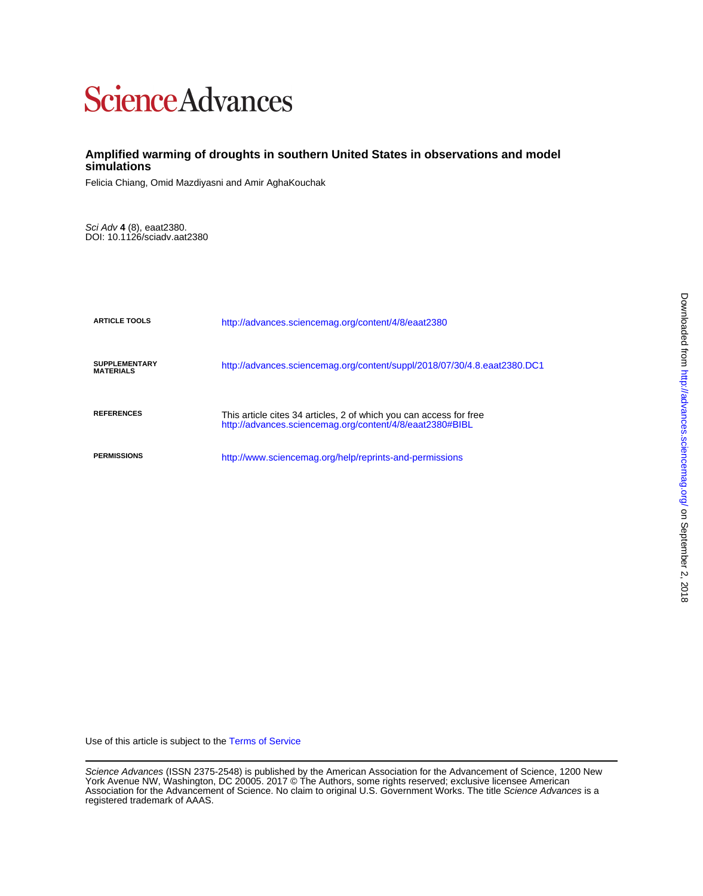# Science Advances

## Amplified warming of droughts in southern United States in observations and model simulations

Felicia Chiang, Omid Mazdiyasni and Amir AghaKouchak

*Sci Adv* **4** (8), eaat2380.
DOI: 10.1126/sciadv.aat2380

| | |
|---|---|
| **ARTICLE TOOLS** | http://advances.sciencemag.org/content/4/8/eaat2380 |
| **SUPPLEMENTARY MATERIALS** | http://advances.sciencemag.org/content/suppl/2018/07/30/4.8.eaat2380.DC1 |
| **REFERENCES** | This article cites 34 articles, 2 of which you can access for free http://advances.sciencemag.org/content/4/8/eaat2380#BIBL |
| **PERMISSIONS** | http://www.sciencemag.org/help/reprints-and-permissions |

Use of this article is subject to the Terms of Service

*Science Advances* (ISSN 2375-2548) is published by the American Association for the Advancement of Science, 1200 New York Avenue NW, Washington, DC 20005. 2017 © The Authors, some rights reserved; exclusive licensee American Association for the Advancement of Science. No claim to original U.S. Government Works. The title *Science Advances* is a registered trademark of AAAS.

Downloaded from http://advances.sciencemag.org/ on September 2, 2018